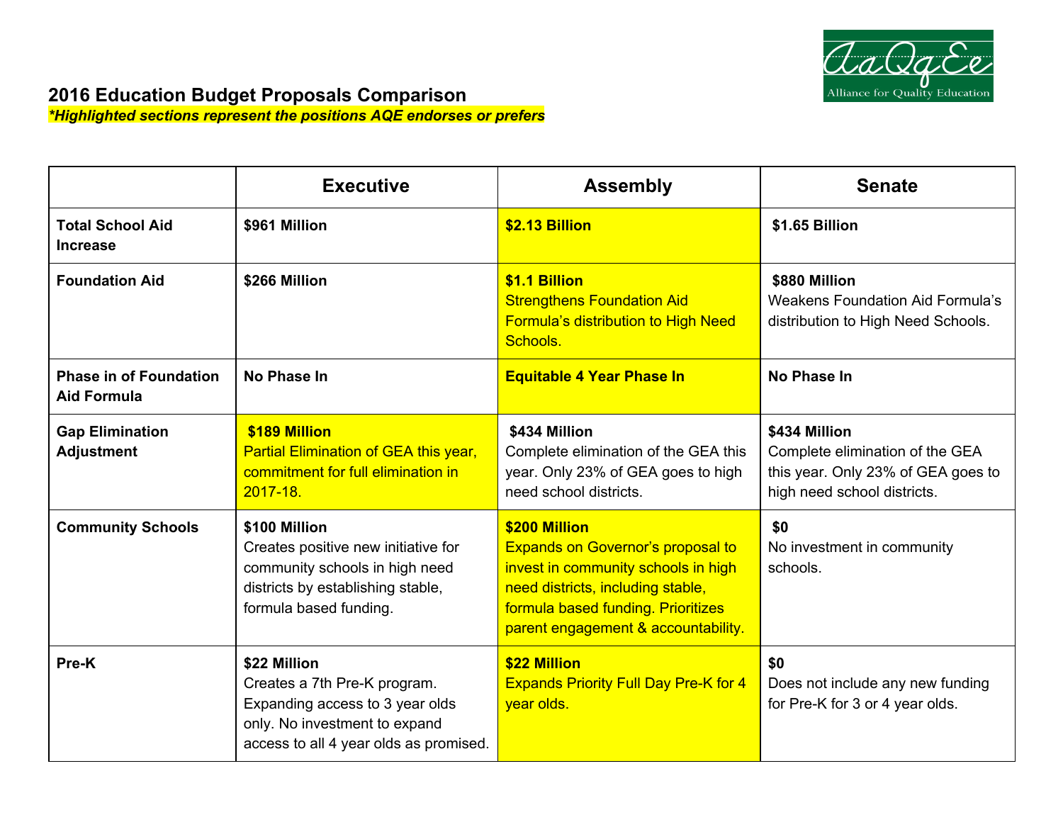## 2016 Education Budget Proposals Comparison

***Highlighted sections represent the positions AQE endorses or prefers***

| | Executive | Assembly | Senate |
|---|---|---|---|
| **Total School Aid Increase** | **$961 Million** | **$2.13 Billion** | **$1.65 Billion** |
| **Foundation Aid** | **$266 Million** | **$1.1 Billion** Strengthens Foundation Aid Formula's distribution to High Need Schools. | **$880 Million** Weakens Foundation Aid Formula's distribution to High Need Schools. |
| **Phase in of Foundation Aid Formula** | **No Phase In** | **Equitable 4 Year Phase In** | **No Phase In** |
| **Gap Elimination Adjustment** | **$189 Million** Partial Elimination of GEA this year, commitment for full elimination in 2017-18. | **$434 Million** Complete elimination of the GEA this year. Only 23% of GEA goes to high need school districts. | **$434 Million** Complete elimination of the GEA this year. Only 23% of GEA goes to high need school districts. |
| **Community Schools** | **$100 Million** Creates positive new initiative for community schools in high need districts by establishing stable, formula based funding. | **$200 Million** Expands on Governor's proposal to invest in community schools in high need districts, including stable, formula based funding. Prioritizes parent engagement & accountability. | **$0** No investment in community schools. |
| **Pre-K** | **$22 Million** Creates a 7th Pre-K program. Expanding access to 3 year olds only. No investment to expand access to all 4 year olds as promised. | **$22 Million** Expands Priority Full Day Pre-K for 4 year olds. | **$0** Does not include any new funding for Pre-K for 3 or 4 year olds. |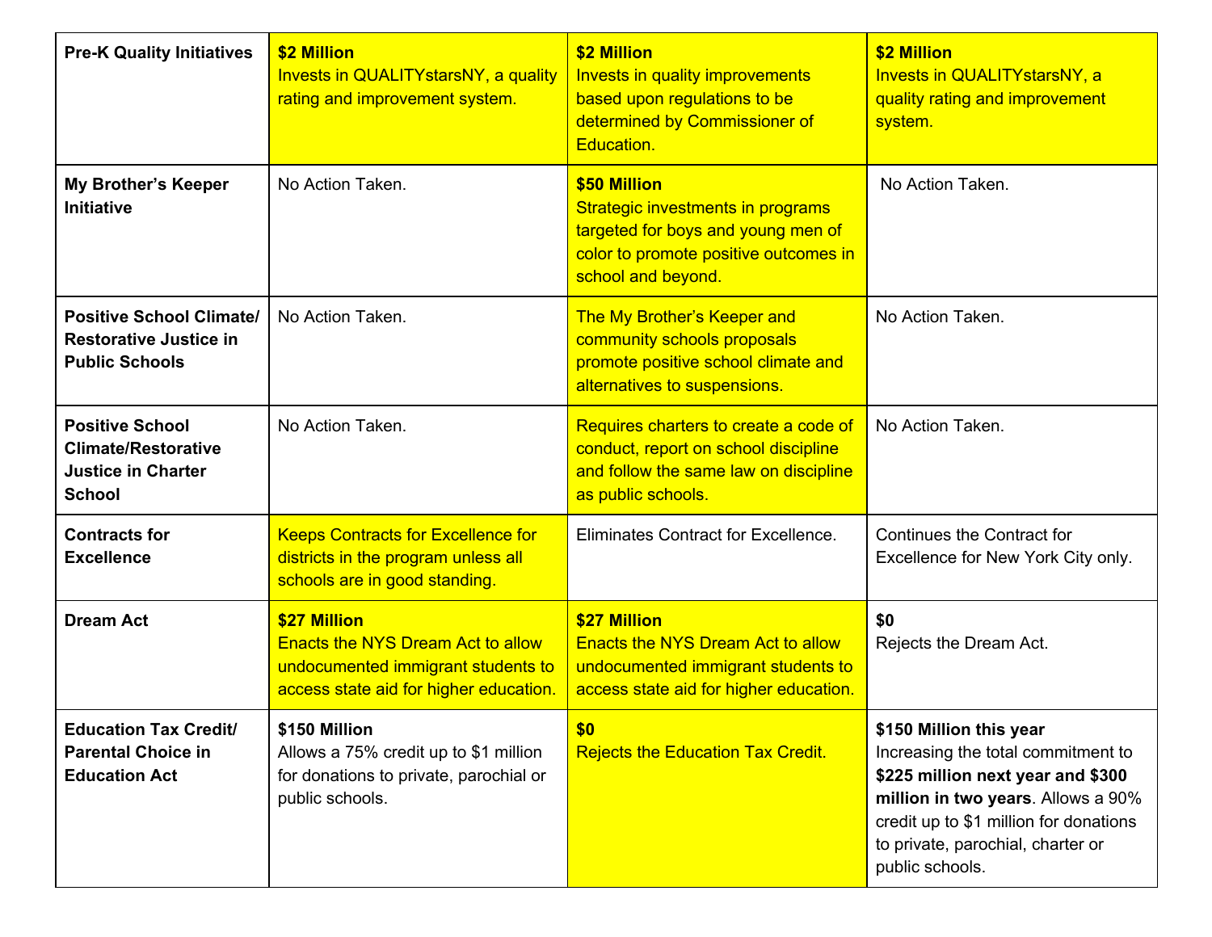| | | | |
|---|---|---|---|
| **Pre-K Quality Initiatives** | **$2 Million** Invests in QUALITYstarsNY, a quality rating and improvement system. | **$2 Million** Invests in quality improvements based upon regulations to be determined by Commissioner of Education. | **$2 Million** Invests in QUALITYstarsNY, a quality rating and improvement system. |
| **My Brother's Keeper Initiative** | No Action Taken. | **$50 Million** Strategic investments in programs targeted for boys and young men of color to promote positive outcomes in school and beyond. | No Action Taken. |
| **Positive School Climate/ Restorative Justice in Public Schools** | No Action Taken. | The My Brother's Keeper and community schools proposals promote positive school climate and alternatives to suspensions. | No Action Taken. |
| **Positive School Climate/Restorative Justice in Charter School** | No Action Taken. | Requires charters to create a code of conduct, report on school discipline and follow the same law on discipline as public schools. | No Action Taken. |
| **Contracts for Excellence** | Keeps Contracts for Excellence for districts in the program unless all schools are in good standing. | Eliminates Contract for Excellence. | Continues the Contract for Excellence for New York City only. |
| **Dream Act** | **$27 Million** Enacts the NYS Dream Act to allow undocumented immigrant students to access state aid for higher education. | **$27 Million** Enacts the NYS Dream Act to allow undocumented immigrant students to access state aid for higher education. | **$0** Rejects the Dream Act. |
| **Education Tax Credit/ Parental Choice in Education Act** | **$150 Million** Allows a 75% credit up to $1 million for donations to private, parochial or public schools. | **$0** Rejects the Education Tax Credit. | **$150 Million this year** Increasing the total commitment to **$225 million next year and $300 million in two years**. Allows a 90% credit up to $1 million for donations to private, parochial, charter or public schools. |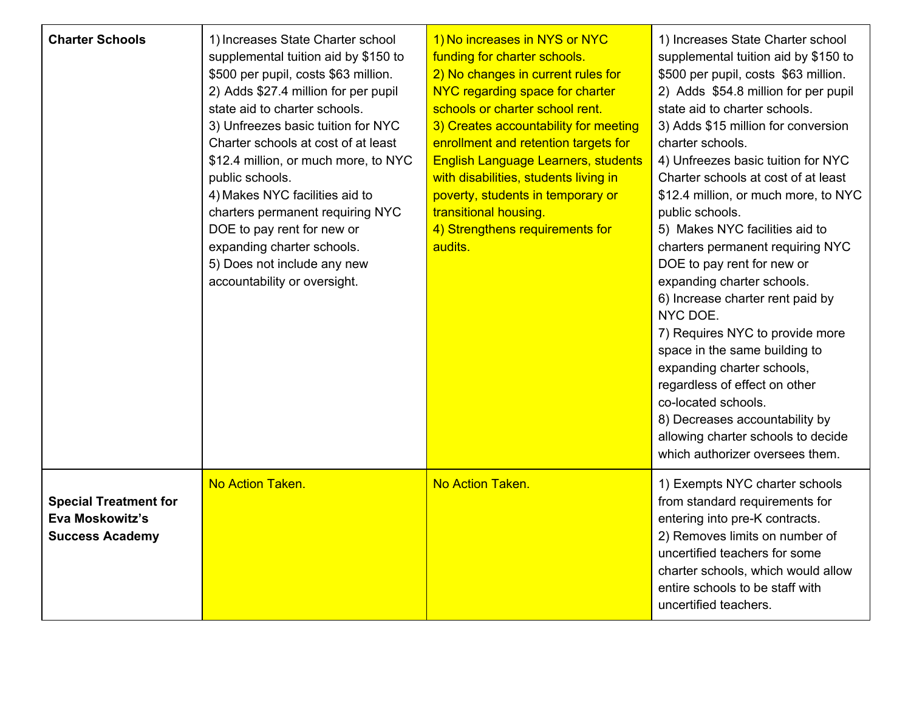| | | | |
|---|---|---|---|
| **Charter Schools** | 1) Increases State Charter school supplemental tuition aid by $150 to $500 per pupil, costs $63 million.<br>2) Adds $27.4 million for per pupil state aid to charter schools.<br>3) Unfreezes basic tuition for NYC Charter schools at cost of at least $12.4 million, or much more, to NYC public schools.<br>4) Makes NYC facilities aid to charters permanent requiring NYC DOE to pay rent for new or expanding charter schools.<br>5) Does not include any new accountability or oversight. | 1) No increases in NYS or NYC funding for charter schools.<br>2) No changes in current rules for NYC regarding space for charter schools or charter school rent.<br>3) Creates accountability for meeting enrollment and retention targets for English Language Learners, students with disabilities, students living in poverty, students in temporary or transitional housing.<br>4) Strengthens requirements for audits. | 1) Increases State Charter school supplemental tuition aid by $150 to $500 per pupil, costs $63 million.<br>2) Adds $54.8 million for per pupil state aid to charter schools.<br>3) Adds $15 million for conversion charter schools.<br>4) Unfreezes basic tuition for NYC Charter schools at cost of at least $12.4 million, or much more, to NYC public schools.<br>5) Makes NYC facilities aid to charters permanent requiring NYC DOE to pay rent for new or expanding charter schools.<br>6) Increase charter rent paid by NYC DOE.<br>7) Requires NYC to provide more space in the same building to expanding charter schools, regardless of effect on other co-located schools.<br>8) Decreases accountability by allowing charter schools to decide which authorizer oversees them. |
| **Special Treatment for Eva Moskowitz's Success Academy** | No Action Taken. | No Action Taken. | 1) Exempts NYC charter schools from standard requirements for entering into pre-K contracts.<br>2) Removes limits on number of uncertified teachers for some charter schools, which would allow entire schools to be staff with uncertified teachers. |